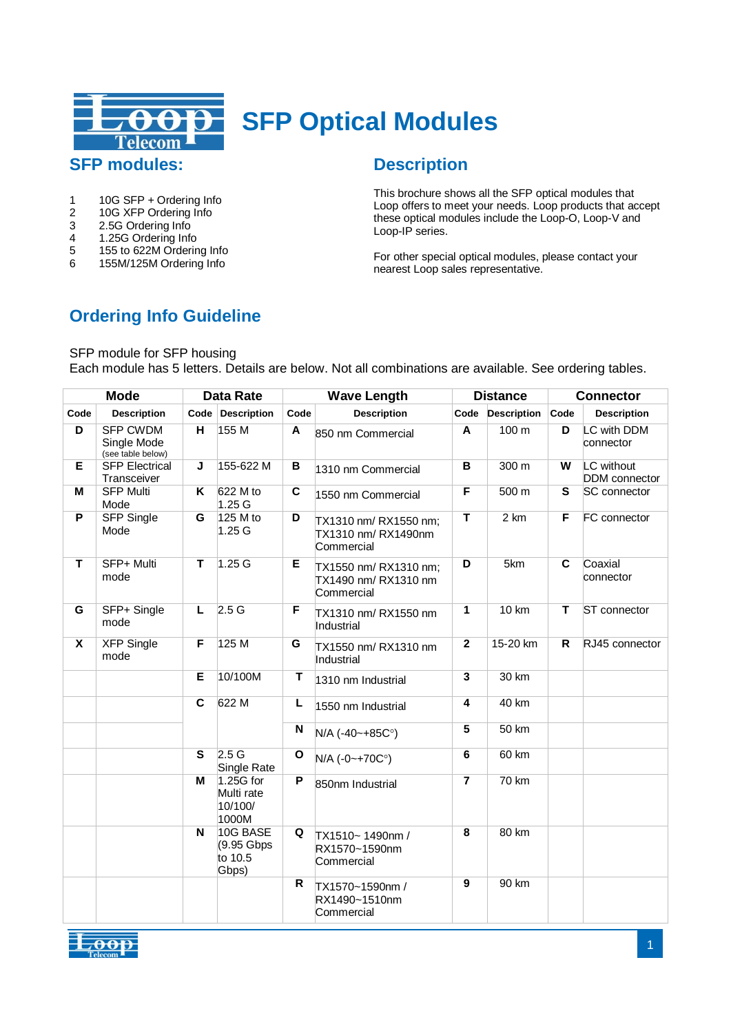# SFP Optical Modules

## SFP modules:

1. 10G SFP + Ordering Info
2. 10G XFP Ordering Info
3. 2.5G Ordering Info
4. 1.25G Ordering Info
5. 155 to 622M Ordering Info
6. 155M/125M Ordering Info

## Description

This brochure shows all the SFP optical modules that Loop offers to meet your needs. Loop products that accept these optical modules include the Loop-O, Loop-V and Loop-IP series.

For other special optical modules, please contact your nearest Loop sales representative.

## Ordering Info Guideline

SFP module for SFP housing
Each module has 5 letters. Details are below. Not all combinations are available. See ordering tables.

| Mode | | Data Rate | | Wave Length | | Distance | | Connector | |
|---|---|---|---|---|---|---|---|---|---|
| **Code** | **Description** | **Code** | **Description** | **Code** | **Description** | **Code** | **Description** | **Code** | **Description** |
| **D** | SFP CWDM Single Mode (see table below) | **H** | 155 M | **A** | 850 nm Commercial | **A** | 100 m | **D** | LC with DDM connector |
| **E** | SFP Electrical Transceiver | **J** | 155-622 M | **B** | 1310 nm Commercial | **B** | 300 m | **W** | LC without DDM connector |
| **M** | SFP Multi Mode | **K** | 622 M to 1.25 G | **C** | 1550 nm Commercial | **F** | 500 m | **S** | SC connector |
| **P** | SFP Single Mode | **G** | 125 M to 1.25 G | **D** | TX1310 nm/ RX1550 nm; TX1310 nm/ RX1490nm Commercial | **T** | 2 km | **F** | FC connector |
| **T** | SFP+ Multi mode | **T** | 1.25 G | **E** | TX1550 nm/ RX1310 nm; TX1490 nm/ RX1310 nm Commercial | **D** | 5km | **C** | Coaxial connector |
| **G** | SFP+ Single mode | **L** | 2.5 G | **F** | TX1310 nm/ RX1550 nm Industrial | **1** | 10 km | **T** | ST connector |
| **X** | XFP Single mode | **F** | 125 M | **G** | TX1550 nm/ RX1310 nm Industrial | **2** | 15-20 km | **R** | RJ45 connector |
| | | **E** | 10/100M | **T** | 1310 nm Industrial | **3** | 30 km | | |
| | | **C** | 622 M | **L** | 1550 nm Industrial | **4** | 40 km | | |
| | | | | **N** | N/A (-40~+85C°) | **5** | 50 km | | |
| | | **S** | 2.5 G Single Rate | **O** | N/A (-0~+70C°) | **6** | 60 km | | |
| | | **M** | 1.25G for Multi rate 10/100/ 1000M | **P** | 850nm Industrial | **7** | 70 km | | |
| | | **N** | 10G BASE (9.95 Gbps to 10.5 Gbps) | **Q** | TX1510~ 1490nm / RX1570~1590nm Commercial | **8** | 80 km | | |
| | | | | **R** | TX1570~1590nm / RX1490~1510nm Commercial | **9** | 90 km | | |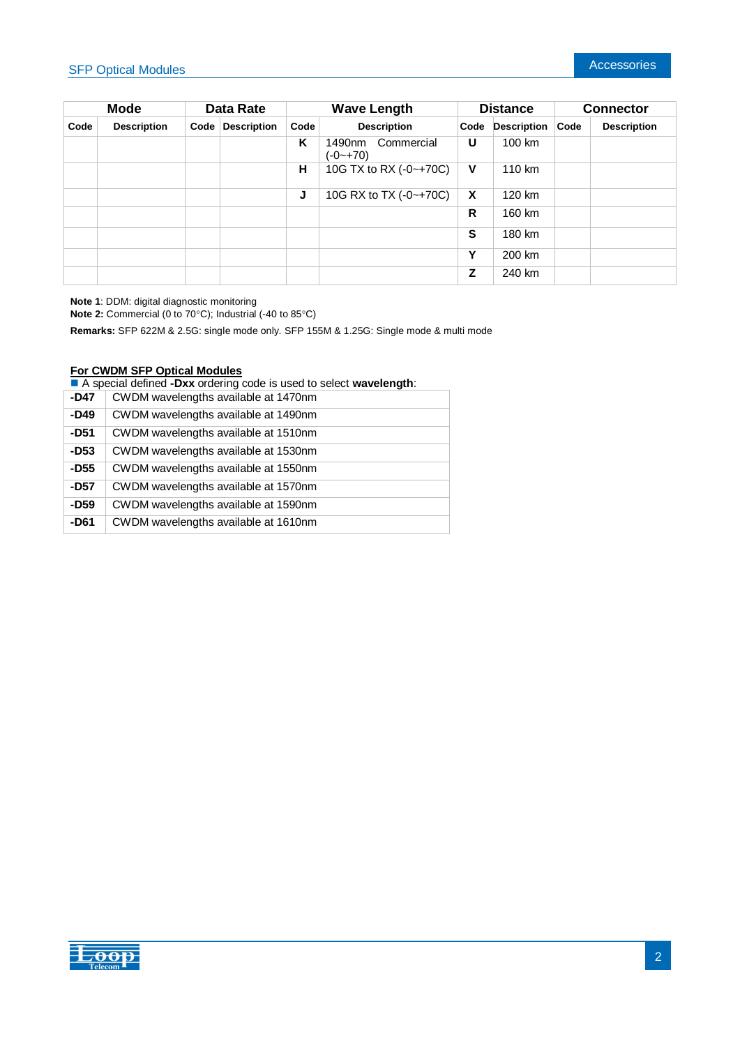| Mode | | Data Rate | | Wave Length | | Distance | | Connector | |
|---|---|---|---|---|---|---|---|---|---|
| **Code** | **Description** | **Code** | **Description** | **Code** | **Description** | **Code** | **Description** | **Code** | **Description** |
| | | | | **K** | 1490nm Commercial (-0~+70) | **U** | 100 km | | |
| | | | | **H** | 10G TX to RX (-0~+70C) | **V** | 110 km | | |
| | | | | **J** | 10G RX to TX (-0~+70C) | **X** | 120 km | | |
| | | | | | | **R** | 160 km | | |
| | | | | | | **S** | 180 km | | |
| | | | | | | **Y** | 200 km | | |
| | | | | | | **Z** | 240 km | | |

**Note 1**: DDM: digital diagnostic monitoring
**Note 2:** Commercial (0 to 70°C); Industrial (-40 to 85°C)

**Remarks:** SFP 622M & 2.5G: single mode only. SFP 155M & 1.25G: Single mode & multi mode

**For CWDM SFP Optical Modules**

■ A special defined **-Dxx** ordering code is used to select **wavelength**:

| | |
|---|---|
| **-D47** | CWDM wavelengths available at 1470nm |
| **-D49** | CWDM wavelengths available at 1490nm |
| **-D51** | CWDM wavelengths available at 1510nm |
| **-D53** | CWDM wavelengths available at 1530nm |
| **-D55** | CWDM wavelengths available at 1550nm |
| **-D57** | CWDM wavelengths available at 1570nm |
| **-D59** | CWDM wavelengths available at 1590nm |
| **-D61** | CWDM wavelengths available at 1610nm |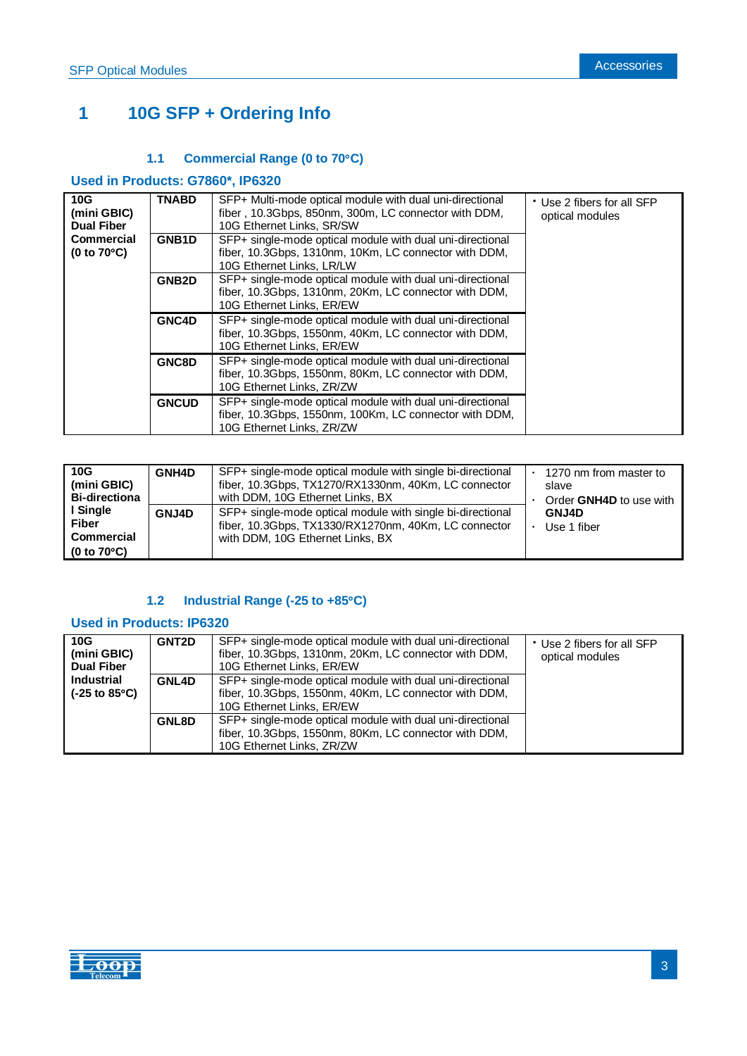# 1 10G SFP + Ordering Info

### 1.1 Commercial Range (0 to 70°C)

**Used in Products: G7860*, IP6320**

| 10G (mini GBIC) Dual Fiber Commercial (0 to 70°C) | Part | Description | Notes |
|---|---|---|---|
| **10G (mini GBIC) Dual Fiber Commercial (0 to 70°C)** | **TNABD** | SFP+ Multi-mode optical module with dual uni-directional fiber , 10.3Gbps, 850nm, 300m, LC connector with DDM, 10G Ethernet Links, SR/SW | • Use 2 fibers for all SFP optical modules |
| | **GNB1D** | SFP+ single-mode optical module with dual uni-directional fiber, 10.3Gbps, 1310nm, 10Km, LC connector with DDM, 10G Ethernet Links, LR/LW | |
| | **GNB2D** | SFP+ single-mode optical module with dual uni-directional fiber, 10.3Gbps, 1310nm, 20Km, LC connector with DDM, 10G Ethernet Links, ER/EW | |
| | **GNC4D** | SFP+ single-mode optical module with dual uni-directional fiber, 10.3Gbps, 1550nm, 40Km, LC connector with DDM, 10G Ethernet Links, ER/EW | |
| | **GNC8D** | SFP+ single-mode optical module with dual uni-directional fiber, 10.3Gbps, 1550nm, 80Km, LC connector with DDM, 10G Ethernet Links, ZR/ZW | |
| | **GNCUD** | SFP+ single-mode optical module with dual uni-directional fiber, 10.3Gbps, 1550nm, 100Km, LC connector with DDM, 10G Ethernet Links, ZR/ZW | |

| Type | Part | Description | Notes |
|---|---|---|---|
| **10G (mini GBIC) Bi-directional Single Fiber Commercial (0 to 70°C)** | **GNH4D** | SFP+ single-mode optical module with single bi-directional fiber, 10.3Gbps, TX1270/RX1330nm, 40Km, LC connector with DDM, 10G Ethernet Links, BX | • 1270 nm from master to slave<br>• Order **GNH4D** to use with **GNJ4D**<br>• Use 1 fiber |
| | **GNJ4D** | SFP+ single-mode optical module with single bi-directional fiber, 10.3Gbps, TX1330/RX1270nm, 40Km, LC connector with DDM, 10G Ethernet Links, BX | |

### 1.2 Industrial Range (-25 to +85°C)

**Used in Products: IP6320**

| Type | Part | Description | Notes |
|---|---|---|---|
| **10G (mini GBIC) Dual Fiber Industrial (-25 to 85°C)** | **GNT2D** | SFP+ single-mode optical module with dual uni-directional fiber, 10.3Gbps, 1310nm, 20Km, LC connector with DDM, 10G Ethernet Links, ER/EW | • Use 2 fibers for all SFP optical modules |
| | **GNL4D** | SFP+ single-mode optical module with dual uni-directional fiber, 10.3Gbps, 1550nm, 40Km, LC connector with DDM, 10G Ethernet Links, ER/EW | |
| | **GNL8D** | SFP+ single-mode optical module with dual uni-directional fiber, 10.3Gbps, 1550nm, 80Km, LC connector with DDM, 10G Ethernet Links, ZR/ZW | |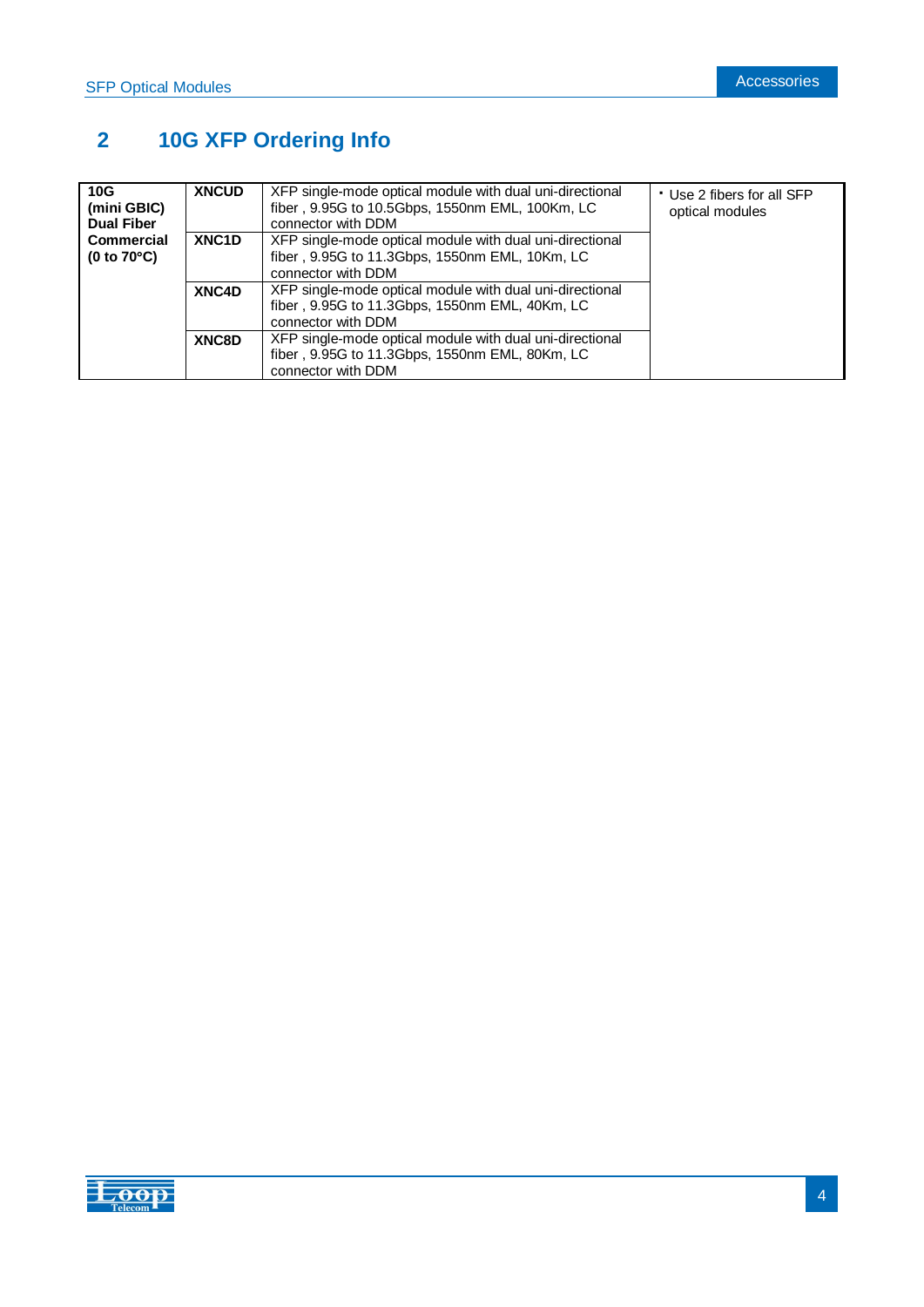## 2 10G XFP Ordering Info

| | | | |
|---|---|---|---|
| **10G (mini GBIC) Dual Fiber Commercial (0 to 70°C)** | **XNCUD** | XFP single-mode optical module with dual uni-directional fiber , 9.95G to 10.5Gbps, 1550nm EML, 100Km, LC connector with DDM | • Use 2 fibers for all SFP optical modules |
| | **XNC1D** | XFP single-mode optical module with dual uni-directional fiber , 9.95G to 11.3Gbps, 1550nm EML, 10Km, LC connector with DDM | |
| | **XNC4D** | XFP single-mode optical module with dual uni-directional fiber , 9.95G to 11.3Gbps, 1550nm EML, 40Km, LC connector with DDM | |
| | **XNC8D** | XFP single-mode optical module with dual uni-directional fiber , 9.95G to 11.3Gbps, 1550nm EML, 80Km, LC connector with DDM | |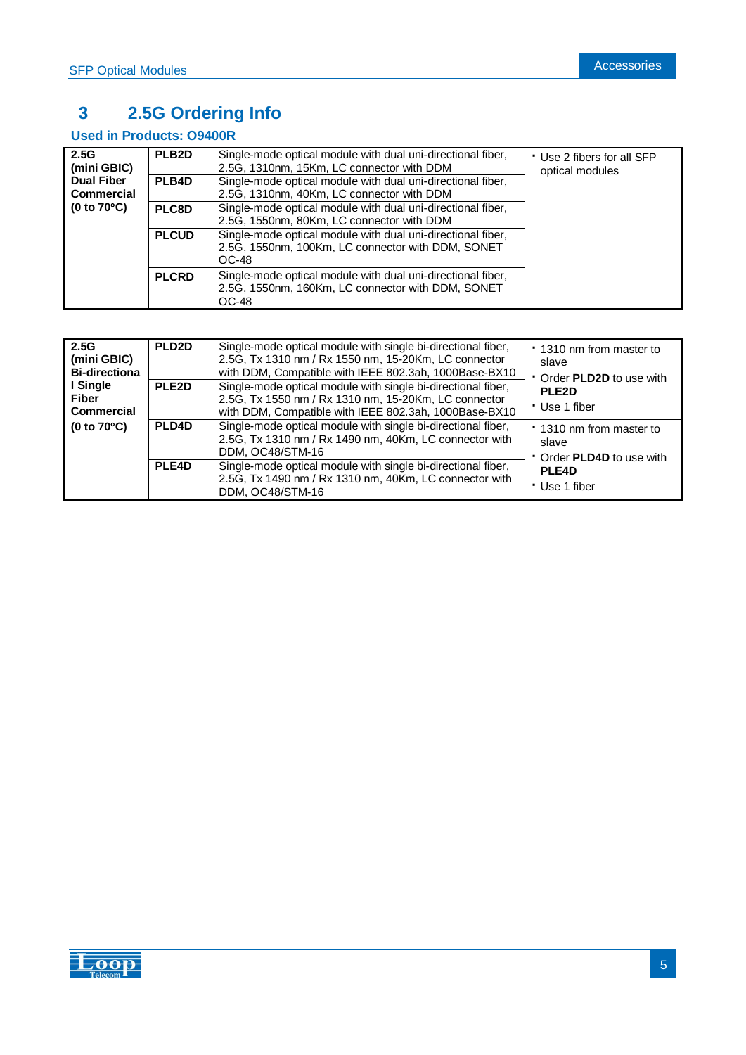# 3 2.5G Ordering Info

**Used in Products: O9400R**

| | | | |
|---|---|---|---|
| **2.5G (mini GBIC) Dual Fiber Commercial (0 to 70°C)** | **PLB2D** | Single-mode optical module with dual uni-directional fiber, 2.5G, 1310nm, 15Km, LC connector with DDM | • Use 2 fibers for all SFP optical modules |
| | **PLB4D** | Single-mode optical module with dual uni-directional fiber, 2.5G, 1310nm, 40Km, LC connector with DDM | |
| | **PLC8D** | Single-mode optical module with dual uni-directional fiber, 2.5G, 1550nm, 80Km, LC connector with DDM | |
| | **PLCUD** | Single-mode optical module with dual uni-directional fiber, 2.5G, 1550nm, 100Km, LC connector with DDM, SONET OC-48 | |
| | **PLCRD** | Single-mode optical module with dual uni-directional fiber, 2.5G, 1550nm, 160Km, LC connector with DDM, SONET OC-48 | |

| | | | |
|---|---|---|---|
| **2.5G (mini GBIC) Bi-directional Single Fiber Commercial (0 to 70°C)** | **PLD2D** | Single-mode optical module with single bi-directional fiber, 2.5G, Tx 1310 nm / Rx 1550 nm, 15-20Km, LC connector with DDM, Compatible with IEEE 802.3ah, 1000Base-BX10 | • 1310 nm from master to slave<br>• Order **PLD2D** to use with **PLE2D**<br>• Use 1 fiber |
| | **PLE2D** | Single-mode optical module with single bi-directional fiber, 2.5G, Tx 1550 nm / Rx 1310 nm, 15-20Km, LC connector with DDM, Compatible with IEEE 802.3ah, 1000Base-BX10 | |
| | **PLD4D** | Single-mode optical module with single bi-directional fiber, 2.5G, Tx 1310 nm / Rx 1490 nm, 40Km, LC connector with DDM, OC48/STM-16 | • 1310 nm from master to slave<br>• Order **PLD4D** to use with **PLE4D**<br>• Use 1 fiber |
| | **PLE4D** | Single-mode optical module with single bi-directional fiber, 2.5G, Tx 1490 nm / Rx 1310 nm, 40Km, LC connector with DDM, OC48/STM-16 | |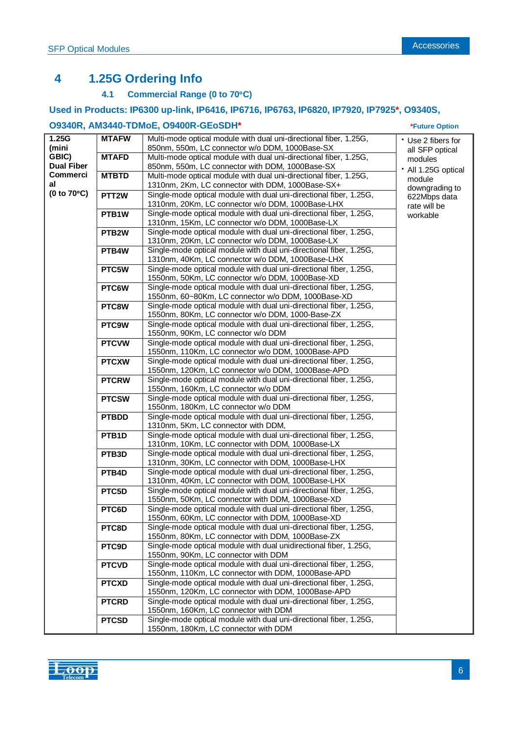# 4 1.25G Ordering Info

## 4.1 Commercial Range (0 to 70°C)

**Used in Products: IP6300 up-link, IP6416, IP6716, IP6763, IP6820, IP7920, IP7925*, O9340S, O9340R, AM3440-TDMoE, O9400R-GEoSDH***

*Future Option

| 1.25G (mini GBIC) Dual Fiber Commercial (0 to 70°C) | Part | Description | Notes |
|---|---|---|---|
| | **MTAFW** | Multi-mode optical module with dual uni-directional fiber, 1.25G, 850nm, 550m, LC connector w/o DDM, 1000Base-SX | • Use 2 fibers for all SFP optical modules<br>• All 1.25G optical module downgrading to 622Mbps data rate will be workable |
| | **MTAFD** | Multi-mode optical module with dual uni-directional fiber, 1.25G, 850nm, 550m, LC connector with DDM, 1000Base-SX | |
| | **MTBTD** | Multi-mode optical module with dual uni-directional fiber, 1.25G, 1310nm, 2Km, LC connector with DDM, 1000Base-SX+ | |
| | **PTT2W** | Single-mode optical module with dual uni-directional fiber, 1.25G, 1310nm, 20Km, LC connector w/o DDM, 1000Base-LHX | |
| | **PTB1W** | Single-mode optical module with dual uni-directional fiber, 1.25G, 1310nm, 15Km, LC connector w/o DDM, 1000Base-LX | |
| | **PTB2W** | Single-mode optical module with dual uni-directional fiber, 1.25G, 1310nm, 20Km, LC connector w/o DDM, 1000Base-LX | |
| | **PTB4W** | Single-mode optical module with dual uni-directional fiber, 1.25G, 1310nm, 40Km, LC connector w/o DDM, 1000Base-LHX | |
| | **PTC5W** | Single-mode optical module with dual uni-directional fiber, 1.25G, 1550nm, 50Km, LC connector w/o DDM, 1000Base-XD | |
| | **PTC6W** | Single-mode optical module with dual uni-directional fiber, 1.25G, 1550nm, 60~80Km, LC connector w/o DDM, 1000Base-XD | |
| | **PTC8W** | Single-mode optical module with dual uni-directional fiber, 1.25G, 1550nm, 80Km, LC connector w/o DDM, 1000-Base-ZX | |
| | **PTC9W** | Single-mode optical module with dual uni-directional fiber, 1.25G, 1550nm, 90Km, LC connector w/o DDM | |
| | **PTCVW** | Single-mode optical module with dual uni-directional fiber, 1.25G, 1550nm, 110Km, LC connector w/o DDM, 1000Base-APD | |
| | **PTCXW** | Single-mode optical module with dual uni-directional fiber, 1.25G, 1550nm, 120Km, LC connector w/o DDM, 1000Base-APD | |
| | **PTCRW** | Single-mode optical module with dual uni-directional fiber, 1.25G, 1550nm, 160Km, LC connector w/o DDM | |
| | **PTCSW** | Single-mode optical module with dual uni-directional fiber, 1.25G, 1550nm, 180Km, LC connector w/o DDM | |
| | **PTBDD** | Single-mode optical module with dual uni-directional fiber, 1.25G, 1310nm, 5Km, LC connector with DDM, | |
| | **PTB1D** | Single-mode optical module with dual uni-directional fiber, 1.25G, 1310nm, 10Km, LC connector with DDM, 1000Base-LX | |
| | **PTB3D** | Single-mode optical module with dual uni-directional fiber, 1.25G, 1310nm, 30Km, LC connector with DDM, 1000Base-LHX | |
| | **PTB4D** | Single-mode optical module with dual uni-directional fiber, 1.25G, 1310nm, 40Km, LC connector with DDM, 1000Base-LHX | |
| | **PTC5D** | Single-mode optical module with dual uni-directional fiber, 1.25G, 1550nm, 50Km, LC connector with DDM, 1000Base-XD | |
| | **PTC6D** | Single-mode optical module with dual uni-directional fiber, 1.25G, 1550nm, 60Km, LC connector with DDM, 1000Base-XD | |
| | **PTC8D** | Single-mode optical module with dual uni-directional fiber, 1.25G, 1550nm, 80Km, LC connector with DDM, 1000Base-ZX | |
| | **PTC9D** | Single-mode optical module with dual unidirectional fiber, 1.25G, 1550nm, 90Km, LC connector with DDM | |
| | **PTCVD** | Single-mode optical module with dual uni-directional fiber, 1.25G, 1550nm, 110Km, LC connector with DDM, 1000Base-APD | |
| | **PTCXD** | Single-mode optical module with dual uni-directional fiber, 1.25G, 1550nm, 120Km, LC connector with DDM, 1000Base-APD | |
| | **PTCRD** | Single-mode optical module with dual uni-directional fiber, 1.25G, 1550nm, 160Km, LC connector with DDM | |
| | **PTCSD** | Single-mode optical module with dual uni-directional fiber, 1.25G, 1550nm, 180Km, LC connector with DDM | |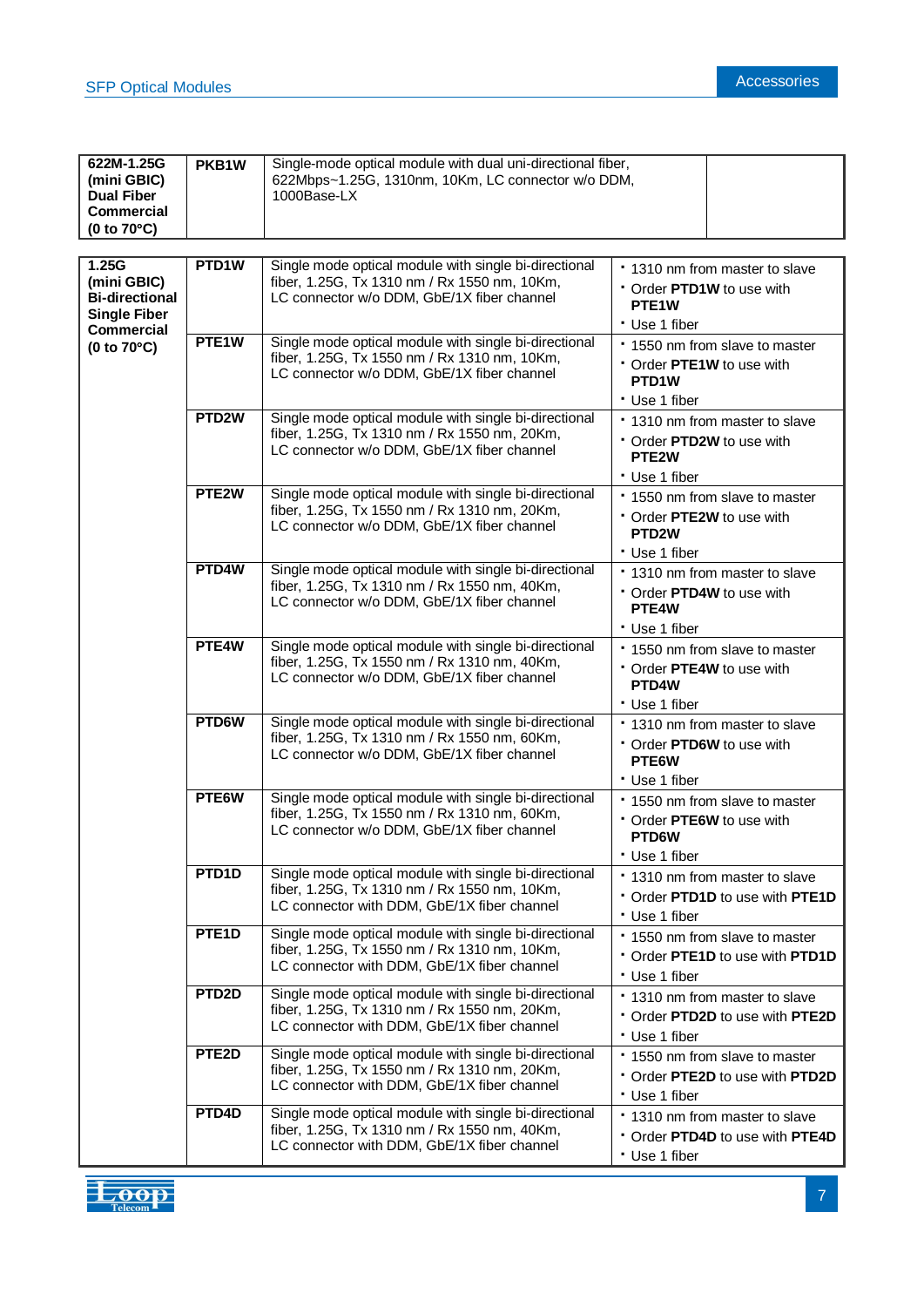| 622M-1.25G (mini GBIC) Dual Fiber Commercial (0 to 70°C) | PKB1W | Single-mode optical module with dual uni-directional fiber, 622Mbps~1.25G, 1310nm, 10Km, LC connector w/o DDM, 1000Base-LX | |
|---|---|---|---|

| 1.25G (mini GBIC) Bi-directional Single Fiber Commercial (0 to 70°C) | PTD1W | Single mode optical module with single bi-directional fiber, 1.25G, Tx 1310 nm / Rx 1550 nm, 10Km, LC connector w/o DDM, GbE/1X fiber channel | • 1310 nm from master to slave • Order **PTD1W** to use with **PTE1W** • Use 1 fiber |
|---|---|---|---|
| | PTE1W | Single mode optical module with single bi-directional fiber, 1.25G, Tx 1550 nm / Rx 1310 nm, 10Km, LC connector w/o DDM, GbE/1X fiber channel | • 1550 nm from slave to master • Order **PTE1W** to use with **PTD1W** • Use 1 fiber |
| | PTD2W | Single mode optical module with single bi-directional fiber, 1.25G, Tx 1310 nm / Rx 1550 nm, 20Km, LC connector w/o DDM, GbE/1X fiber channel | • 1310 nm from master to slave • Order **PTD2W** to use with **PTE2W** • Use 1 fiber |
| | PTE2W | Single mode optical module with single bi-directional fiber, 1.25G, Tx 1550 nm / Rx 1310 nm, 20Km, LC connector w/o DDM, GbE/1X fiber channel | • 1550 nm from slave to master • Order **PTE2W** to use with **PTD2W** • Use 1 fiber |
| | PTD4W | Single mode optical module with single bi-directional fiber, 1.25G, Tx 1310 nm / Rx 1550 nm, 40Km, LC connector w/o DDM, GbE/1X fiber channel | • 1310 nm from master to slave • Order **PTD4W** to use with **PTE4W** • Use 1 fiber |
| | PTE4W | Single mode optical module with single bi-directional fiber, 1.25G, Tx 1550 nm / Rx 1310 nm, 40Km, LC connector w/o DDM, GbE/1X fiber channel | • 1550 nm from slave to master • Order **PTE4W** to use with **PTD4W** • Use 1 fiber |
| | PTD6W | Single mode optical module with single bi-directional fiber, 1.25G, Tx 1310 nm / Rx 1550 nm, 60Km, LC connector w/o DDM, GbE/1X fiber channel | • 1310 nm from master to slave • Order **PTD6W** to use with **PTE6W** • Use 1 fiber |
| | PTE6W | Single mode optical module with single bi-directional fiber, 1.25G, Tx 1550 nm / Rx 1310 nm, 60Km, LC connector w/o DDM, GbE/1X fiber channel | • 1550 nm from slave to master • Order **PTE6W** to use with **PTD6W** • Use 1 fiber |
| | PTD1D | Single mode optical module with single bi-directional fiber, 1.25G, Tx 1310 nm / Rx 1550 nm, 10Km, LC connector with DDM, GbE/1X fiber channel | • 1310 nm from master to slave • Order **PTD1D** to use with **PTE1D** • Use 1 fiber |
| | PTE1D | Single mode optical module with single bi-directional fiber, 1.25G, Tx 1550 nm / Rx 1310 nm, 10Km, LC connector with DDM, GbE/1X fiber channel | • 1550 nm from slave to master • Order **PTE1D** to use with **PTD1D** • Use 1 fiber |
| | PTD2D | Single mode optical module with single bi-directional fiber, 1.25G, Tx 1310 nm / Rx 1550 nm, 20Km, LC connector with DDM, GbE/1X fiber channel | • 1310 nm from master to slave • Order **PTD2D** to use with **PTE2D** • Use 1 fiber |
| | PTE2D | Single mode optical module with single bi-directional fiber, 1.25G, Tx 1550 nm / Rx 1310 nm, 20Km, LC connector with DDM, GbE/1X fiber channel | • 1550 nm from slave to master • Order **PTE2D** to use with **PTD2D** • Use 1 fiber |
| | PTD4D | Single mode optical module with single bi-directional fiber, 1.25G, Tx 1310 nm / Rx 1550 nm, 40Km, LC connector with DDM, GbE/1X fiber channel | • 1310 nm from master to slave • Order **PTD4D** to use with **PTE4D** • Use 1 fiber |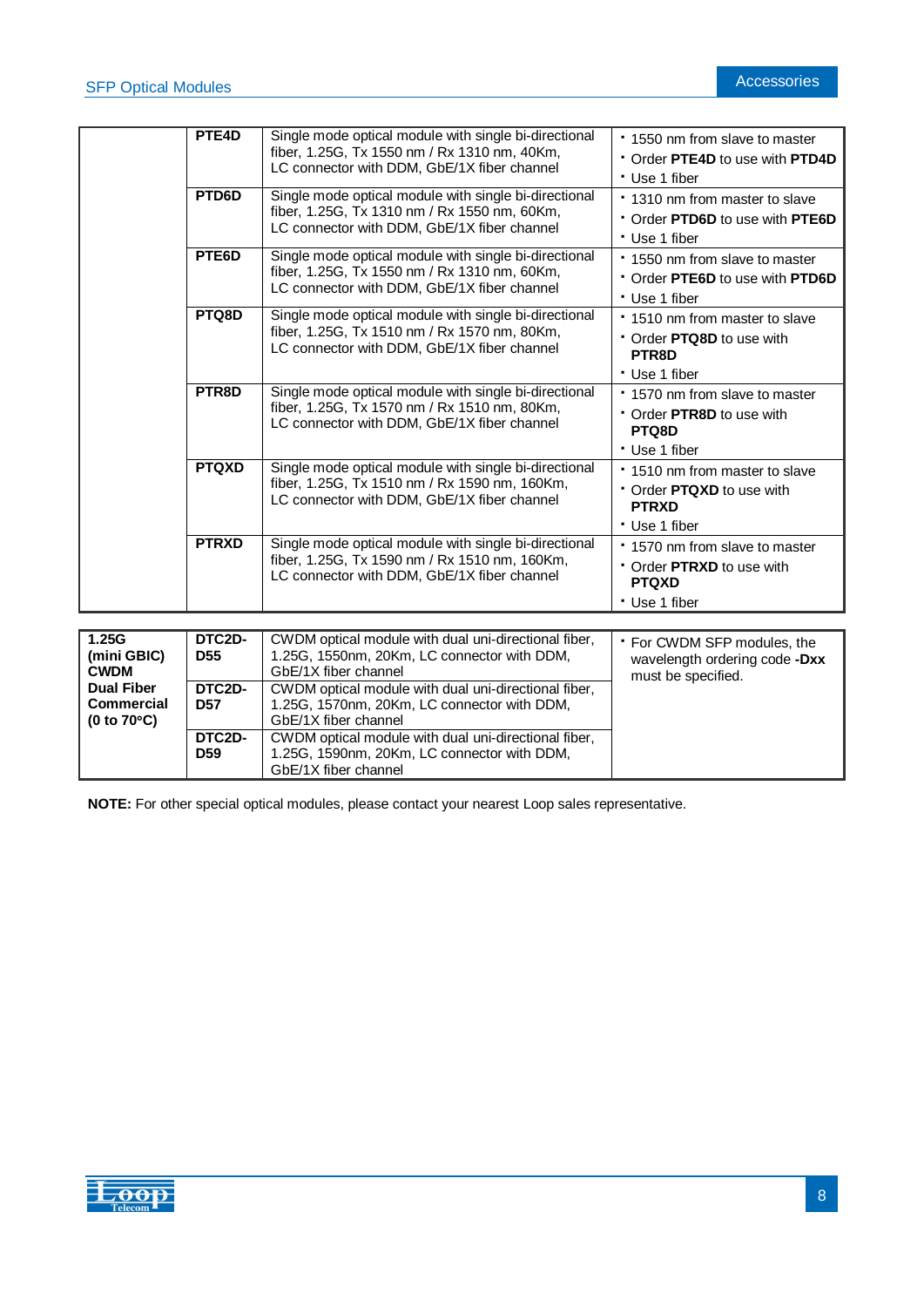| | | | |
|---|---|---|---|
| | **PTE4D** | Single mode optical module with single bi-directional fiber, 1.25G, Tx 1550 nm / Rx 1310 nm, 40Km, LC connector with DDM, GbE/1X fiber channel | • 1550 nm from slave to master<br>• Order **PTE4D** to use with **PTD4D**<br>• Use 1 fiber |
| | **PTD6D** | Single mode optical module with single bi-directional fiber, 1.25G, Tx 1310 nm / Rx 1550 nm, 60Km, LC connector with DDM, GbE/1X fiber channel | • 1310 nm from master to slave<br>• Order **PTD6D** to use with **PTE6D**<br>• Use 1 fiber |
| | **PTE6D** | Single mode optical module with single bi-directional fiber, 1.25G, Tx 1550 nm / Rx 1310 nm, 60Km, LC connector with DDM, GbE/1X fiber channel | • 1550 nm from slave to master<br>• Order **PTE6D** to use with **PTD6D**<br>• Use 1 fiber |
| | **PTQ8D** | Single mode optical module with single bi-directional fiber, 1.25G, Tx 1510 nm / Rx 1570 nm, 80Km, LC connector with DDM, GbE/1X fiber channel | • 1510 nm from master to slave<br>• Order **PTQ8D** to use with **PTR8D**<br>• Use 1 fiber |
| | **PTR8D** | Single mode optical module with single bi-directional fiber, 1.25G, Tx 1570 nm / Rx 1510 nm, 80Km, LC connector with DDM, GbE/1X fiber channel | • 1570 nm from slave to master<br>• Order **PTR8D** to use with **PTQ8D**<br>• Use 1 fiber |
| | **PTQXD** | Single mode optical module with single bi-directional fiber, 1.25G, Tx 1510 nm / Rx 1590 nm, 160Km, LC connector with DDM, GbE/1X fiber channel | • 1510 nm from master to slave<br>• Order **PTQXD** to use with **PTRXD**<br>• Use 1 fiber |
| | **PTRXD** | Single mode optical module with single bi-directional fiber, 1.25G, Tx 1590 nm / Rx 1510 nm, 160Km, LC connector with DDM, GbE/1X fiber channel | • 1570 nm from slave to master<br>• Order **PTRXD** to use with **PTQXD**<br>• Use 1 fiber |

| | | | |
|---|---|---|---|
| **1.25G (mini GBIC) CWDM Dual Fiber Commercial (0 to 70°C)** | **DTC2D-D55** | CWDM optical module with dual uni-directional fiber, 1.25G, 1550nm, 20Km, LC connector with DDM, GbE/1X fiber channel | • For CWDM SFP modules, the wavelength ordering code **-Dxx** must be specified. |
| | **DTC2D-D57** | CWDM optical module with dual uni-directional fiber, 1.25G, 1570nm, 20Km, LC connector with DDM, GbE/1X fiber channel | |
| | **DTC2D-D59** | CWDM optical module with dual uni-directional fiber, 1.25G, 1590nm, 20Km, LC connector with DDM, GbE/1X fiber channel | |

**NOTE:** For other special optical modules, please contact your nearest Loop sales representative.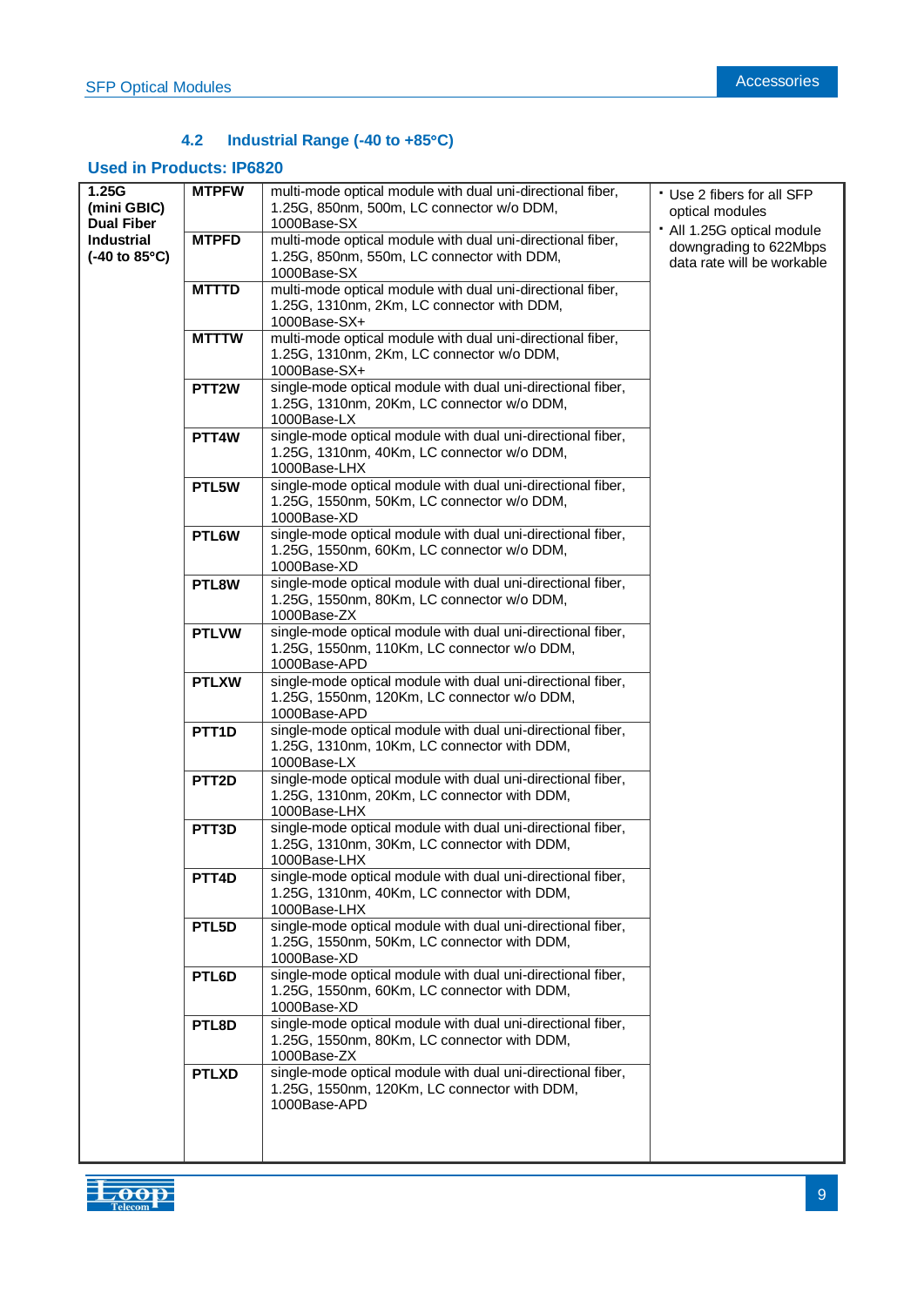### 4.2 Industrial Range (-40 to +85°C)

**Used in Products: IP6820**

| 1.25G (mini GBIC) Dual Fiber Industrial (-40 to 85°C) | Model | Description | Notes |
|---|---|---|---|
| | **MTPFW** | multi-mode optical module with dual uni-directional fiber, 1.25G, 850nm, 500m, LC connector w/o DDM, 1000Base-SX | • Use 2 fibers for all SFP optical modules<br>• All 1.25G optical module downgrading to 622Mbps data rate will be workable |
| | **MTPFD** | multi-mode optical module with dual uni-directional fiber, 1.25G, 850nm, 550m, LC connector with DDM, 1000Base-SX | |
| | **MTTTD** | multi-mode optical module with dual uni-directional fiber, 1.25G, 1310nm, 2Km, LC connector with DDM, 1000Base-SX+ | |
| | **MTTTW** | multi-mode optical module with dual uni-directional fiber, 1.25G, 1310nm, 2Km, LC connector w/o DDM, 1000Base-SX+ | |
| | **PTT2W** | single-mode optical module with dual uni-directional fiber, 1.25G, 1310nm, 20Km, LC connector w/o DDM, 1000Base-LX | |
| | **PTT4W** | single-mode optical module with dual uni-directional fiber, 1.25G, 1310nm, 40Km, LC connector w/o DDM, 1000Base-LHX | |
| | **PTL5W** | single-mode optical module with dual uni-directional fiber, 1.25G, 1550nm, 50Km, LC connector w/o DDM, 1000Base-XD | |
| | **PTL6W** | single-mode optical module with dual uni-directional fiber, 1.25G, 1550nm, 60Km, LC connector w/o DDM, 1000Base-XD | |
| | **PTL8W** | single-mode optical module with dual uni-directional fiber, 1.25G, 1550nm, 80Km, LC connector w/o DDM, 1000Base-ZX | |
| | **PTLVW** | single-mode optical module with dual uni-directional fiber, 1.25G, 1550nm, 110Km, LC connector w/o DDM, 1000Base-APD | |
| | **PTLXW** | single-mode optical module with dual uni-directional fiber, 1.25G, 1550nm, 120Km, LC connector w/o DDM, 1000Base-APD | |
| | **PTT1D** | single-mode optical module with dual uni-directional fiber, 1.25G, 1310nm, 10Km, LC connector with DDM, 1000Base-LX | |
| | **PTT2D** | single-mode optical module with dual uni-directional fiber, 1.25G, 1310nm, 20Km, LC connector with DDM, 1000Base-LHX | |
| | **PTT3D** | single-mode optical module with dual uni-directional fiber, 1.25G, 1310nm, 30Km, LC connector with DDM, 1000Base-LHX | |
| | **PTT4D** | single-mode optical module with dual uni-directional fiber, 1.25G, 1310nm, 40Km, LC connector with DDM, 1000Base-LHX | |
| | **PTL5D** | single-mode optical module with dual uni-directional fiber, 1.25G, 1550nm, 50Km, LC connector with DDM, 1000Base-XD | |
| | **PTL6D** | single-mode optical module with dual uni-directional fiber, 1.25G, 1550nm, 60Km, LC connector with DDM, 1000Base-XD | |
| | **PTL8D** | single-mode optical module with dual uni-directional fiber, 1.25G, 1550nm, 80Km, LC connector with DDM, 1000Base-ZX | |
| | **PTLXD** | single-mode optical module with dual uni-directional fiber, 1.25G, 1550nm, 120Km, LC connector with DDM, 1000Base-APD | |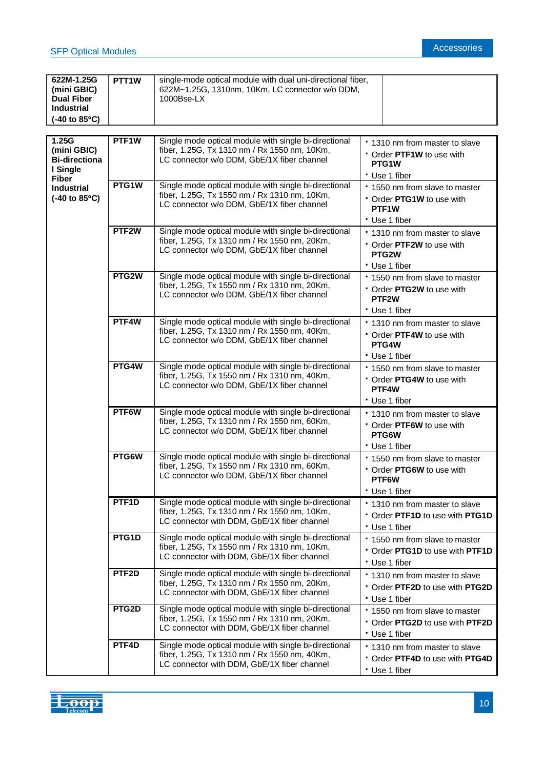| 622M-1.25G (mini GBIC) Dual Fiber Industrial (-40 to 85°C) | PTT1W | single-mode optical module with dual uni-directional fiber, 622M~1.25G, 1310nm, 10Km, LC connector w/o DDM, 1000Bse-LX | |
|---|---|---|---|

| 1.25G (mini GBIC) Bi-directional Single Fiber Industrial (-40 to 85°C) | PTF1W | Single mode optical module with single bi-directional fiber, 1.25G, Tx 1310 nm / Rx 1550 nm, 10Km, LC connector w/o DDM, GbE/1X fiber channel | • 1310 nm from master to slave • Order **PTF1W** to use with **PTG1W** • Use 1 fiber |
|---|---|---|---|
| | PTG1W | Single mode optical module with single bi-directional fiber, 1.25G, Tx 1550 nm / Rx 1310 nm, 10Km, LC connector w/o DDM, GbE/1X fiber channel | • 1550 nm from slave to master • Order **PTG1W** to use with **PTF1W** • Use 1 fiber |
| | PTF2W | Single mode optical module with single bi-directional fiber, 1.25G, Tx 1310 nm / Rx 1550 nm, 20Km, LC connector w/o DDM, GbE/1X fiber channel | • 1310 nm from master to slave • Order **PTF2W** to use with **PTG2W** • Use 1 fiber |
| | PTG2W | Single mode optical module with single bi-directional fiber, 1.25G, Tx 1550 nm / Rx 1310 nm, 20Km, LC connector w/o DDM, GbE/1X fiber channel | • 1550 nm from slave to master • Order **PTG2W** to use with **PTF2W** • Use 1 fiber |
| | PTF4W | Single mode optical module with single bi-directional fiber, 1.25G, Tx 1310 nm / Rx 1550 nm, 40Km, LC connector w/o DDM, GbE/1X fiber channel | • 1310 nm from master to slave • Order **PTF4W** to use with **PTG4W** • Use 1 fiber |
| | PTG4W | Single mode optical module with single bi-directional fiber, 1.25G, Tx 1550 nm / Rx 1310 nm, 40Km, LC connector w/o DDM, GbE/1X fiber channel | • 1550 nm from slave to master • Order **PTG4W** to use with **PTF4W** • Use 1 fiber |
| | PTF6W | Single mode optical module with single bi-directional fiber, 1.25G, Tx 1310 nm / Rx 1550 nm, 60Km, LC connector w/o DDM, GbE/1X fiber channel | • 1310 nm from master to slave • Order **PTF6W** to use with **PTG6W** • Use 1 fiber |
| | PTG6W | Single mode optical module with single bi-directional fiber, 1.25G, Tx 1550 nm / Rx 1310 nm, 60Km, LC connector w/o DDM, GbE/1X fiber channel | • 1550 nm from slave to master • Order **PTG6W** to use with **PTF6W** • Use 1 fiber |
| | PTF1D | Single mode optical module with single bi-directional fiber, 1.25G, Tx 1310 nm / Rx 1550 nm, 10Km, LC connector with DDM, GbE/1X fiber channel | • 1310 nm from master to slave • Order **PTF1D** to use with **PTG1D** • Use 1 fiber |
| | PTG1D | Single mode optical module with single bi-directional fiber, 1.25G, Tx 1550 nm / Rx 1310 nm, 10Km, LC connector with DDM, GbE/1X fiber channel | • 1550 nm from slave to master • Order **PTG1D** to use with **PTF1D** • Use 1 fiber |
| | PTF2D | Single mode optical module with single bi-directional fiber, 1.25G, Tx 1310 nm / Rx 1550 nm, 20Km, LC connector with DDM, GbE/1X fiber channel | • 1310 nm from master to slave • Order **PTF2D** to use with **PTG2D** • Use 1 fiber |
| | PTG2D | Single mode optical module with single bi-directional fiber, 1.25G, Tx 1550 nm / Rx 1310 nm, 20Km, LC connector with DDM, GbE/1X fiber channel | • 1550 nm from slave to master • Order **PTG2D** to use with **PTF2D** • Use 1 fiber |
| | PTF4D | Single mode optical module with single bi-directional fiber, 1.25G, Tx 1310 nm / Rx 1550 nm, 40Km, LC connector with DDM, GbE/1X fiber channel | • 1310 nm from master to slave • Order **PTF4D** to use with **PTG4D** • Use 1 fiber |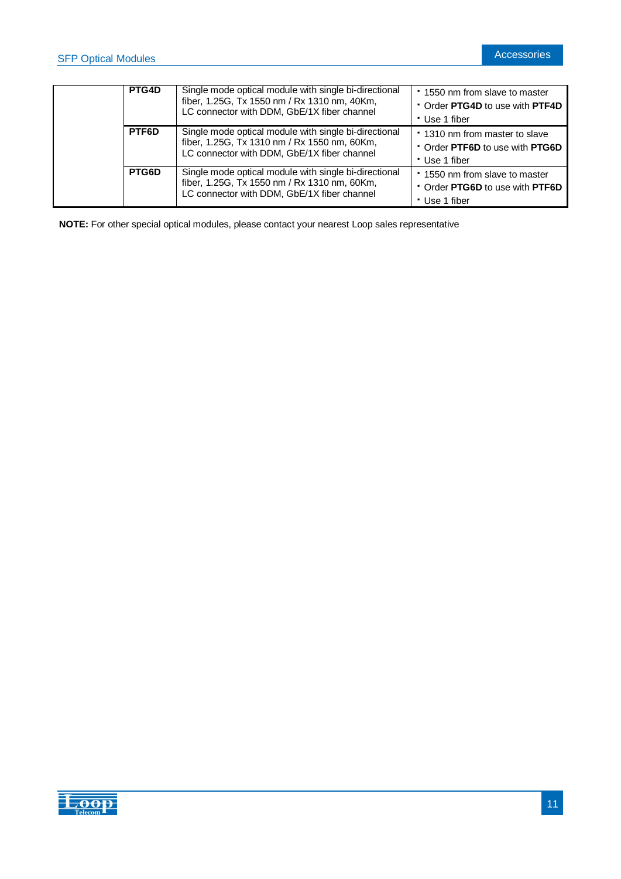| | | | |
|---|---|---|---|
| | **PTG4D** | Single mode optical module with single bi-directional fiber, 1.25G, Tx 1550 nm / Rx 1310 nm, 40Km, LC connector with DDM, GbE/1X fiber channel | ▪ 1550 nm from slave to master<br>▪ Order **PTG4D** to use with **PTF4D**<br>▪ Use 1 fiber |
| | **PTF6D** | Single mode optical module with single bi-directional fiber, 1.25G, Tx 1310 nm / Rx 1550 nm, 60Km, LC connector with DDM, GbE/1X fiber channel | ▪ 1310 nm from master to slave<br>▪ Order **PTF6D** to use with **PTG6D**<br>▪ Use 1 fiber |
| | **PTG6D** | Single mode optical module with single bi-directional fiber, 1.25G, Tx 1550 nm / Rx 1310 nm, 60Km, LC connector with DDM, GbE/1X fiber channel | ▪ 1550 nm from slave to master<br>▪ Order **PTG6D** to use with **PTF6D**<br>▪ Use 1 fiber |

**NOTE:** For other special optical modules, please contact your nearest Loop sales representative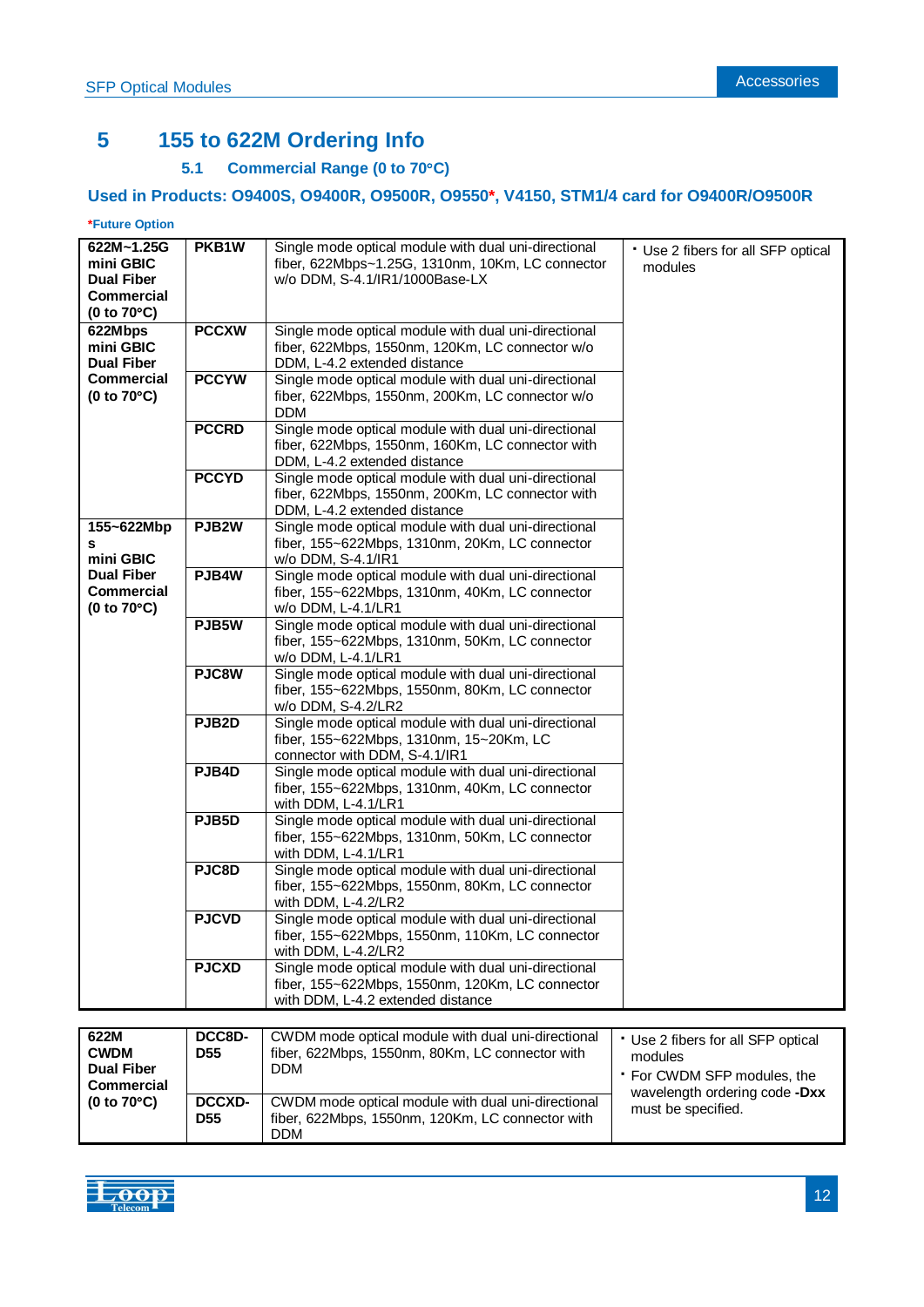# 5 155 to 622M Ordering Info

## 5.1 Commercial Range (0 to 70°C)

### Used in Products: O9400S, O9400R, O9500R, O9550*, V4150, STM1/4 card for O9400R/O9500R

***Future Option**

| Type | Code | Description | Notes |
|---|---|---|---|
| **622M~1.25G mini GBIC Dual Fiber Commercial (0 to 70°C)** | **PKB1W** | Single mode optical module with dual uni-directional fiber, 622Mbps~1.25G, 1310nm, 10Km, LC connector w/o DDM, S-4.1/IR1/1000Base-LX | • Use 2 fibers for all SFP optical modules |
| **622Mbps mini GBIC Dual Fiber Commercial (0 to 70°C)** | **PCCXW** | Single mode optical module with dual uni-directional fiber, 622Mbps, 1550nm, 120Km, LC connector w/o DDM, L-4.2 extended distance | |
| | **PCCYW** | Single mode optical module with dual uni-directional fiber, 622Mbps, 1550nm, 200Km, LC connector w/o DDM | |
| | **PCCRD** | Single mode optical module with dual uni-directional fiber, 622Mbps, 1550nm, 160Km, LC connector with DDM, L-4.2 extended distance | |
| | **PCCYD** | Single mode optical module with dual uni-directional fiber, 622Mbps, 1550nm, 200Km, LC connector with DDM, L-4.2 extended distance | |
| **155~622Mbps mini GBIC Dual Fiber Commercial (0 to 70°C)** | **PJB2W** | Single mode optical module with dual uni-directional fiber, 155~622Mbps, 1310nm, 20Km, LC connector w/o DDM, S-4.1/IR1 | |
| | **PJB4W** | Single mode optical module with dual uni-directional fiber, 155~622Mbps, 1310nm, 40Km, LC connector w/o DDM, L-4.1/LR1 | |
| | **PJB5W** | Single mode optical module with dual uni-directional fiber, 155~622Mbps, 1310nm, 50Km, LC connector w/o DDM, L-4.1/LR1 | |
| | **PJC8W** | Single mode optical module with dual uni-directional fiber, 155~622Mbps, 1550nm, 80Km, LC connector w/o DDM, S-4.2/LR2 | |
| | **PJB2D** | Single mode optical module with dual uni-directional fiber, 155~622Mbps, 1310nm, 15~20Km, LC connector with DDM, S-4.1/IR1 | |
| | **PJB4D** | Single mode optical module with dual uni-directional fiber, 155~622Mbps, 1310nm, 40Km, LC connector with DDM, L-4.1/LR1 | |
| | **PJB5D** | Single mode optical module with dual uni-directional fiber, 155~622Mbps, 1310nm, 50Km, LC connector with DDM, L-4.1/LR1 | |
| | **PJC8D** | Single mode optical module with dual uni-directional fiber, 155~622Mbps, 1550nm, 80Km, LC connector with DDM, L-4.2/LR2 | |
| | **PJCVD** | Single mode optical module with dual uni-directional fiber, 155~622Mbps, 1550nm, 110Km, LC connector with DDM, L-4.2/LR2 | |
| | **PJCXD** | Single mode optical module with dual uni-directional fiber, 155~622Mbps, 1550nm, 120Km, LC connector with DDM, L-4.2 extended distance | |

| Type | Code | Description | Notes |
|---|---|---|---|
| **622M CWDM Dual Fiber Commercial (0 to 70°C)** | **DCC8D-D55** | CWDM mode optical module with dual uni-directional fiber, 622Mbps, 1550nm, 80Km, LC connector with DDM | • Use 2 fibers for all SFP optical modules<br>• For CWDM SFP modules, the wavelength ordering code **-Dxx** must be specified. |
| | **DCCXD-D55** | CWDM mode optical module with dual uni-directional fiber, 622Mbps, 1550nm, 120Km, LC connector with DDM | |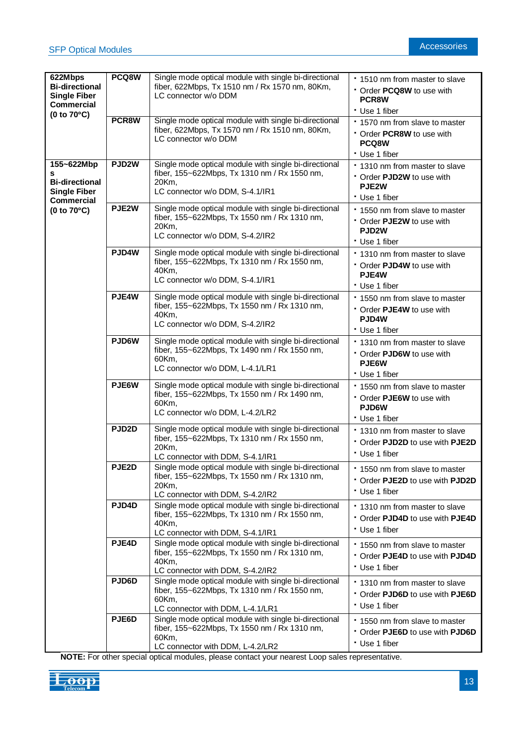| | | | |
|---|---|---|---|
| **622Mbps Bi-directional Single Fiber Commercial (0 to 70°C)** | **PCQ8W** | Single mode optical module with single bi-directional fiber, 622Mbps, Tx 1510 nm / Rx 1570 nm, 80Km, LC connector w/o DDM | • 1510 nm from master to slave<br>• Order **PCQ8W** to use with **PCR8W**<br>• Use 1 fiber |
| | **PCR8W** | Single mode optical module with single bi-directional fiber, 622Mbps, Tx 1570 nm / Rx 1510 nm, 80Km, LC connector w/o DDM | • 1570 nm from slave to master<br>• Order **PCR8W** to use with **PCQ8W**<br>• Use 1 fiber |
| **155~622Mbps Bi-directional Single Fiber Commercial (0 to 70°C)** | **PJD2W** | Single mode optical module with single bi-directional fiber, 155~622Mbps, Tx 1310 nm / Rx 1550 nm, 20Km, LC connector w/o DDM, S-4.1/IR1 | • 1310 nm from master to slave<br>• Order **PJD2W** to use with **PJE2W**<br>• Use 1 fiber |
| | **PJE2W** | Single mode optical module with single bi-directional fiber, 155~622Mbps, Tx 1550 nm / Rx 1310 nm, 20Km, LC connector w/o DDM, S-4.2/IR2 | • 1550 nm from slave to master<br>• Order **PJE2W** to use with **PJD2W**<br>• Use 1 fiber |
| | **PJD4W** | Single mode optical module with single bi-directional fiber, 155~622Mbps, Tx 1310 nm / Rx 1550 nm, 40Km, LC connector w/o DDM, S-4.1/IR1 | • 1310 nm from master to slave<br>• Order **PJD4W** to use with **PJE4W**<br>• Use 1 fiber |
| | **PJE4W** | Single mode optical module with single bi-directional fiber, 155~622Mbps, Tx 1550 nm / Rx 1310 nm, 40Km, LC connector w/o DDM, S-4.2/IR2 | • 1550 nm from slave to master<br>• Order **PJE4W** to use with **PJD4W**<br>• Use 1 fiber |
| | **PJD6W** | Single mode optical module with single bi-directional fiber, 155~622Mbps, Tx 1490 nm / Rx 1550 nm, 60Km, LC connector w/o DDM, L-4.1/LR1 | • 1310 nm from master to slave<br>• Order **PJD6W** to use with **PJE6W**<br>• Use 1 fiber |
| | **PJE6W** | Single mode optical module with single bi-directional fiber, 155~622Mbps, Tx 1550 nm / Rx 1490 nm, 60Km, LC connector w/o DDM, L-4.2/LR2 | • 1550 nm from slave to master<br>• Order **PJE6W** to use with **PJD6W**<br>• Use 1 fiber |
| | **PJD2D** | Single mode optical module with single bi-directional fiber, 155~622Mbps, Tx 1310 nm / Rx 1550 nm, 20Km, LC connector with DDM, S-4.1/IR1 | • 1310 nm from master to slave<br>• Order **PJD2D** to use with **PJE2D**<br>• Use 1 fiber |
| | **PJE2D** | Single mode optical module with single bi-directional fiber, 155~622Mbps, Tx 1550 nm / Rx 1310 nm, 20Km, LC connector with DDM, S-4.2/IR2 | • 1550 nm from slave to master<br>• Order **PJE2D** to use with **PJD2D**<br>• Use 1 fiber |
| | **PJD4D** | Single mode optical module with single bi-directional fiber, 155~622Mbps, Tx 1310 nm / Rx 1550 nm, 40Km, LC connector with DDM, S-4.1/IR1 | • 1310 nm from master to slave<br>• Order **PJD4D** to use with **PJE4D**<br>• Use 1 fiber |
| | **PJE4D** | Single mode optical module with single bi-directional fiber, 155~622Mbps, Tx 1550 nm / Rx 1310 nm, 40Km, LC connector with DDM, S-4.2/IR2 | • 1550 nm from slave to master<br>• Order **PJE4D** to use with **PJD4D**<br>• Use 1 fiber |
| | **PJD6D** | Single mode optical module with single bi-directional fiber, 155~622Mbps, Tx 1310 nm / Rx 1550 nm, 60Km, LC connector with DDM, L-4.1/LR1 | • 1310 nm from master to slave<br>• Order **PJD6D** to use with **PJE6D**<br>• Use 1 fiber |
| | **PJE6D** | Single mode optical module with single bi-directional fiber, 155~622Mbps, Tx 1550 nm / Rx 1310 nm, 60Km, LC connector with DDM, L-4.2/LR2 | • 1550 nm from slave to master<br>• Order **PJE6D** to use with **PJD6D**<br>• Use 1 fiber |

**NOTE:** For other special optical modules, please contact your nearest Loop sales representative.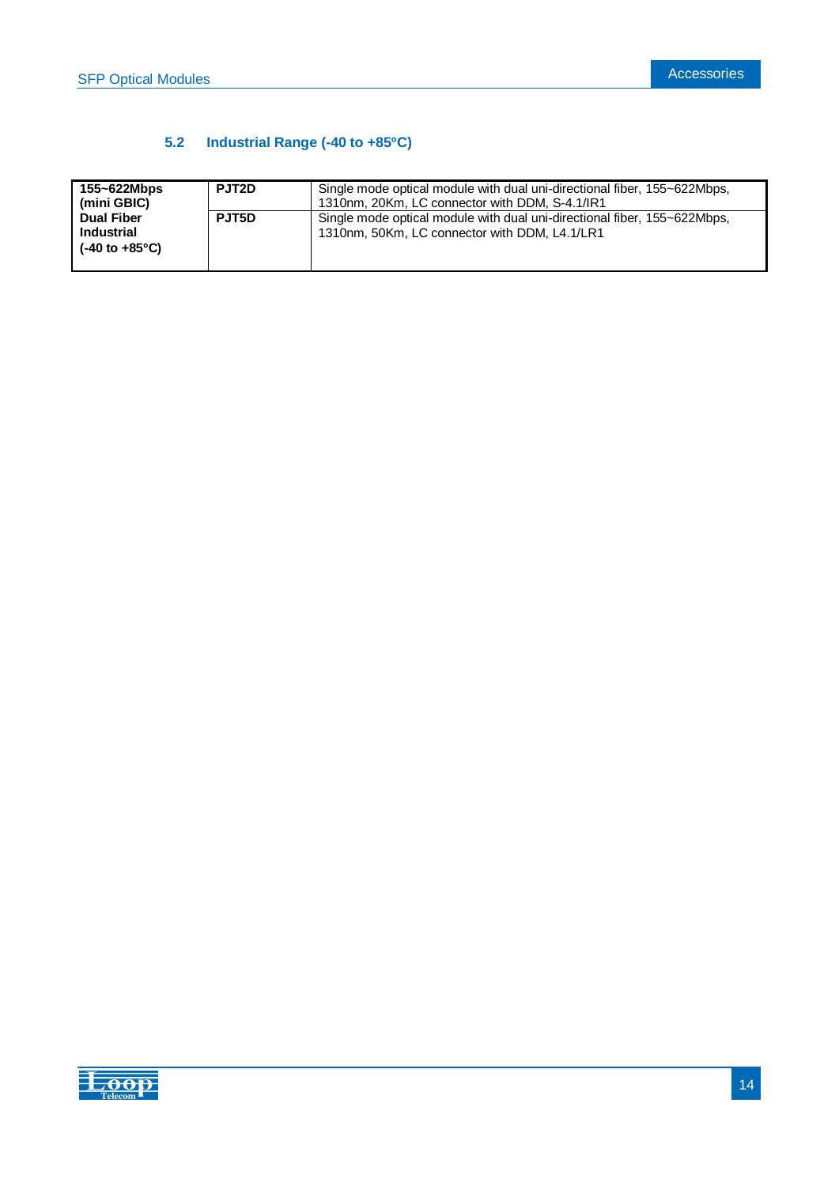## 5.2 Industrial Range (-40 to +85°C)

| | | |
|---|---|---|
| **155~622Mbps (mini GBIC) Dual Fiber Industrial (-40 to +85°C)** | **PJT2D** | Single mode optical module with dual uni-directional fiber, 155~622Mbps, 1310nm, 20Km, LC connector with DDM, S-4.1/IR1 |
| | **PJT5D** | Single mode optical module with dual uni-directional fiber, 155~622Mbps, 1310nm, 50Km, LC connector with DDM, L4.1/LR1 |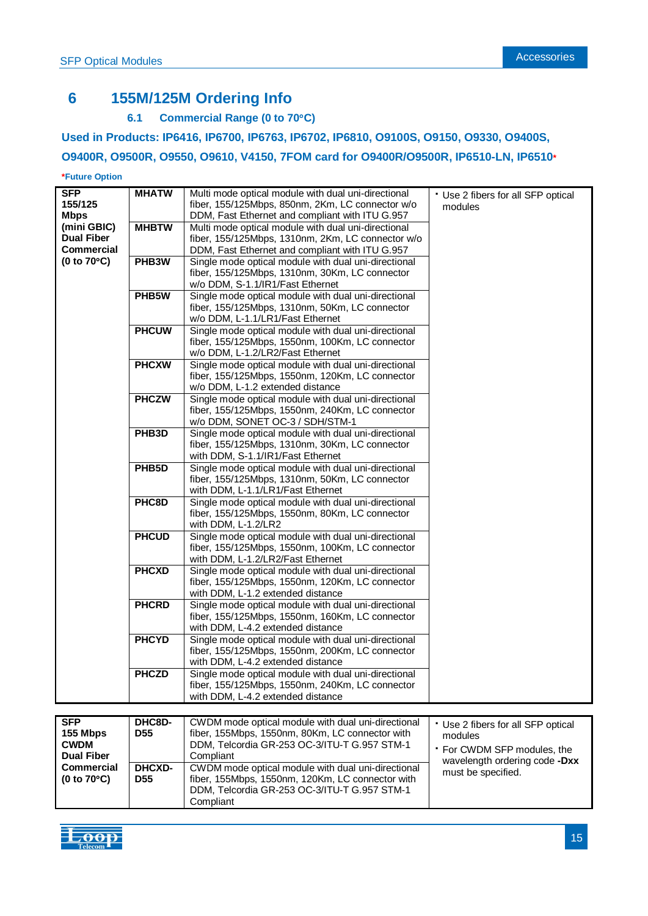# 6 155M/125M Ordering Info

## 6.1 Commercial Range (0 to 70°C)

**Used in Products: IP6416, IP6700, IP6763, IP6702, IP6810, O9100S, O9150, O9330, O9400S, O9400R, O9500R, O9550, O9610, V4150, 7FOM card for O9400R/O9500R, IP6510-LN, IP6510***

***Future Option**

| | | | |
|---|---|---|---|
| **SFP 155/125 Mbps (mini GBIC) Dual Fiber Commercial (0 to 70°C)** | **MHATW** | Multi mode optical module with dual uni-directional fiber, 155/125Mbps, 850nm, 2Km, LC connector w/o DDM, Fast Ethernet and compliant with ITU G.957 | • Use 2 fibers for all SFP optical modules |
| | **MHBTW** | Multi mode optical module with dual uni-directional fiber, 155/125Mbps, 1310nm, 2Km, LC connector w/o DDM, Fast Ethernet and compliant with ITU G.957 | |
| | **PHB3W** | Single mode optical module with dual uni-directional fiber, 155/125Mbps, 1310nm, 30Km, LC connector w/o DDM, S-1.1/IR1/Fast Ethernet | |
| | **PHB5W** | Single mode optical module with dual uni-directional fiber, 155/125Mbps, 1310nm, 50Km, LC connector w/o DDM, L-1.1/LR1/Fast Ethernet | |
| | **PHCUW** | Single mode optical module with dual uni-directional fiber, 155/125Mbps, 1550nm, 100Km, LC connector w/o DDM, L-1.2/LR2/Fast Ethernet | |
| | **PHCXW** | Single mode optical module with dual uni-directional fiber, 155/125Mbps, 1550nm, 120Km, LC connector w/o DDM, L-1.2 extended distance | |
| | **PHCZW** | Single mode optical module with dual uni-directional fiber, 155/125Mbps, 1550nm, 240Km, LC connector w/o DDM, SONET OC-3 / SDH/STM-1 | |
| | **PHB3D** | Single mode optical module with dual uni-directional fiber, 155/125Mbps, 1310nm, 30Km, LC connector with DDM, S-1.1/IR1/Fast Ethernet | |
| | **PHB5D** | Single mode optical module with dual uni-directional fiber, 155/125Mbps, 1310nm, 50Km, LC connector with DDM, L-1.1/LR1/Fast Ethernet | |
| | **PHC8D** | Single mode optical module with dual uni-directional fiber, 155/125Mbps, 1550nm, 80Km, LC connector with DDM, L-1.2/LR2 | |
| | **PHCUD** | Single mode optical module with dual uni-directional fiber, 155/125Mbps, 1550nm, 100Km, LC connector with DDM, L-1.2/LR2/Fast Ethernet | |
| | **PHCXD** | Single mode optical module with dual uni-directional fiber, 155/125Mbps, 1550nm, 120Km, LC connector with DDM, L-1.2 extended distance | |
| | **PHCRD** | Single mode optical module with dual uni-directional fiber, 155/125Mbps, 1550nm, 160Km, LC connector with DDM, L-4.2 extended distance | |
| | **PHCYD** | Single mode optical module with dual uni-directional fiber, 155/125Mbps, 1550nm, 200Km, LC connector with DDM, L-4.2 extended distance | |
| | **PHCZD** | Single mode optical module with dual uni-directional fiber, 155/125Mbps, 1550nm, 240Km, LC connector with DDM, L-4.2 extended distance | |

| | | | |
|---|---|---|---|
| **SFP 155 Mbps CWDM Dual Fiber Commercial (0 to 70°C)** | **DHC8D-D55** | CWDM mode optical module with dual uni-directional fiber, 155Mbps, 1550nm, 80Km, LC connector with DDM, Telcordia GR-253 OC-3/ITU-T G.957 STM-1 Compliant | • Use 2 fibers for all SFP optical modules<br>• For CWDM SFP modules, the wavelength ordering code **-Dxx** must be specified. |
| | **DHCXD-D55** | CWDM mode optical module with dual uni-directional fiber, 155Mbps, 1550nm, 120Km, LC connector with DDM, Telcordia GR-253 OC-3/ITU-T G.957 STM-1 Compliant | |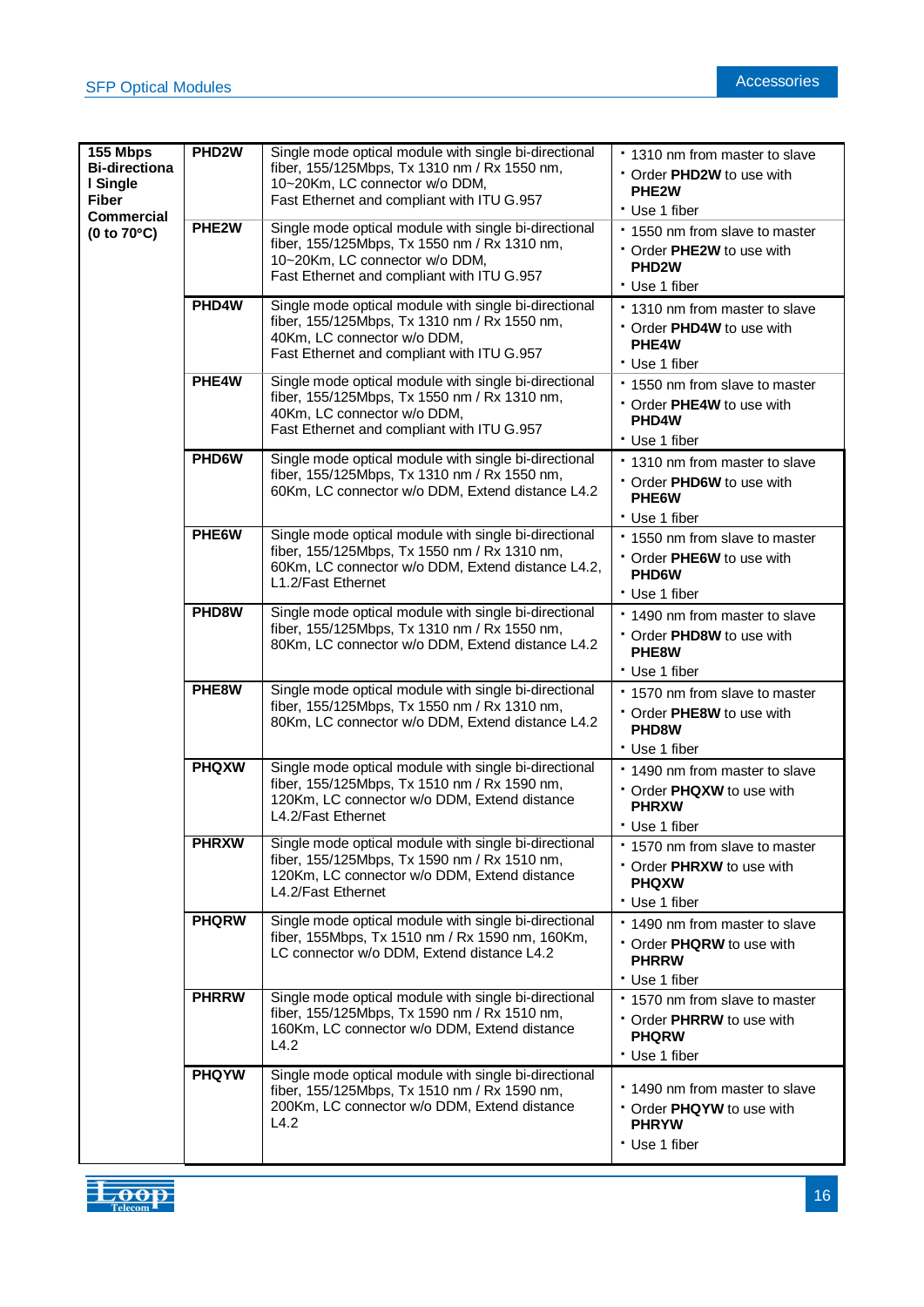| 155 Mbps Bi-directional Single Fiber Commercial (0 to 70°C) | PHD2W | Single mode optical module with single bi-directional fiber, 155/125Mbps, Tx 1310 nm / Rx 1550 nm, 10~20Km, LC connector w/o DDM, Fast Ethernet and compliant with ITU G.957 | • 1310 nm from master to slave<br>• Order **PHD2W** to use with **PHE2W**<br>• Use 1 fiber |
|---|---|---|---|
| | PHE2W | Single mode optical module with single bi-directional fiber, 155/125Mbps, Tx 1550 nm / Rx 1310 nm, 10~20Km, LC connector w/o DDM, Fast Ethernet and compliant with ITU G.957 | • 1550 nm from slave to master<br>• Order **PHE2W** to use with **PHD2W**<br>• Use 1 fiber |
| | PHD4W | Single mode optical module with single bi-directional fiber, 155/125Mbps, Tx 1310 nm / Rx 1550 nm, 40Km, LC connector w/o DDM, Fast Ethernet and compliant with ITU G.957 | • 1310 nm from master to slave<br>• Order **PHD4W** to use with **PHE4W**<br>• Use 1 fiber |
| | PHE4W | Single mode optical module with single bi-directional fiber, 155/125Mbps, Tx 1550 nm / Rx 1310 nm, 40Km, LC connector w/o DDM, Fast Ethernet and compliant with ITU G.957 | • 1550 nm from slave to master<br>• Order **PHE4W** to use with **PHD4W**<br>• Use 1 fiber |
| | PHD6W | Single mode optical module with single bi-directional fiber, 155/125Mbps, Tx 1310 nm / Rx 1550 nm, 60Km, LC connector w/o DDM, Extend distance L4.2 | • 1310 nm from master to slave<br>• Order **PHD6W** to use with **PHE6W**<br>• Use 1 fiber |
| | PHE6W | Single mode optical module with single bi-directional fiber, 155/125Mbps, Tx 1550 nm / Rx 1310 nm, 60Km, LC connector w/o DDM, Extend distance L4.2, L1.2/Fast Ethernet | • 1550 nm from slave to master<br>• Order **PHE6W** to use with **PHD6W**<br>• Use 1 fiber |
| | PHD8W | Single mode optical module with single bi-directional fiber, 155/125Mbps, Tx 1310 nm / Rx 1550 nm, 80Km, LC connector w/o DDM, Extend distance L4.2 | • 1490 nm from master to slave<br>• Order **PHD8W** to use with **PHE8W**<br>• Use 1 fiber |
| | PHE8W | Single mode optical module with single bi-directional fiber, 155/125Mbps, Tx 1550 nm / Rx 1310 nm, 80Km, LC connector w/o DDM, Extend distance L4.2 | • 1570 nm from slave to master<br>• Order **PHE8W** to use with **PHD8W**<br>• Use 1 fiber |
| | PHQXW | Single mode optical module with single bi-directional fiber, 155/125Mbps, Tx 1510 nm / Rx 1590 nm, 120Km, LC connector w/o DDM, Extend distance L4.2/Fast Ethernet | • 1490 nm from master to slave<br>• Order **PHQXW** to use with **PHRXW**<br>• Use 1 fiber |
| | PHRXW | Single mode optical module with single bi-directional fiber, 155/125Mbps, Tx 1590 nm / Rx 1510 nm, 120Km, LC connector w/o DDM, Extend distance L4.2/Fast Ethernet | • 1570 nm from slave to master<br>• Order **PHRXW** to use with **PHQXW**<br>• Use 1 fiber |
| | PHQRW | Single mode optical module with single bi-directional fiber, 155Mbps, Tx 1510 nm / Rx 1590 nm, 160Km, LC connector w/o DDM, Extend distance L4.2 | • 1490 nm from master to slave<br>• Order **PHQRW** to use with **PHRRW**<br>• Use 1 fiber |
| | PHRRW | Single mode optical module with single bi-directional fiber, 155/125Mbps, Tx 1590 nm / Rx 1510 nm, 160Km, LC connector w/o DDM, Extend distance L4.2 | • 1570 nm from slave to master<br>• Order **PHRRW** to use with **PHQRW**<br>• Use 1 fiber |
| | PHQYW | Single mode optical module with single bi-directional fiber, 155/125Mbps, Tx 1510 nm / Rx 1590 nm, 200Km, LC connector w/o DDM, Extend distance L4.2 | • 1490 nm from master to slave<br>• Order **PHQYW** to use with **PHRYW**<br>• Use 1 fiber |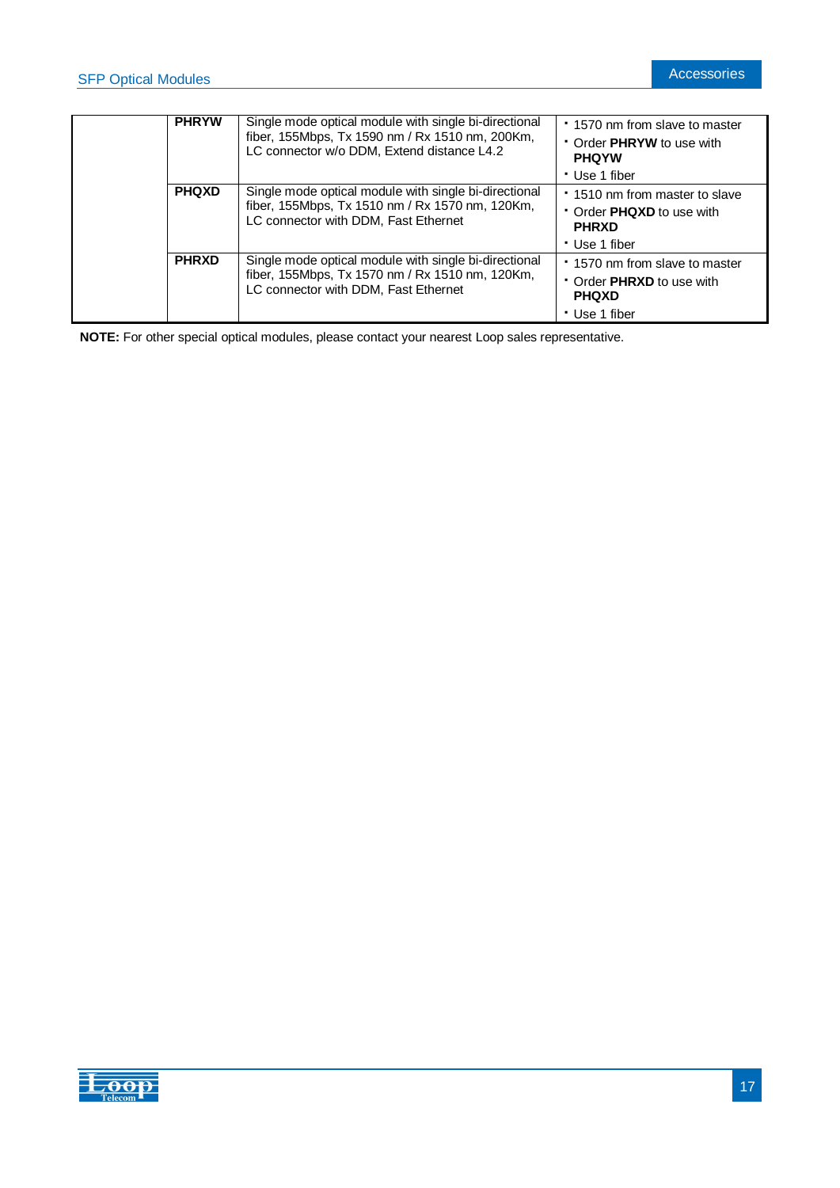| | | | |
|---|---|---|---|
| | **PHRYW** | Single mode optical module with single bi-directional fiber, 155Mbps, Tx 1590 nm / Rx 1510 nm, 200Km, LC connector w/o DDM, Extend distance L4.2 | ▪ 1570 nm from slave to master<br>▪ Order **PHRYW** to use with **PHQYW**<br>▪ Use 1 fiber |
| | **PHQXD** | Single mode optical module with single bi-directional fiber, 155Mbps, Tx 1510 nm / Rx 1570 nm, 120Km, LC connector with DDM, Fast Ethernet | ▪ 1510 nm from master to slave<br>▪ Order **PHQXD** to use with **PHRXD**<br>▪ Use 1 fiber |
| | **PHRXD** | Single mode optical module with single bi-directional fiber, 155Mbps, Tx 1570 nm / Rx 1510 nm, 120Km, LC connector with DDM, Fast Ethernet | ▪ 1570 nm from slave to master<br>▪ Order **PHRXD** to use with **PHQXD**<br>▪ Use 1 fiber |

**NOTE:** For other special optical modules, please contact your nearest Loop sales representative.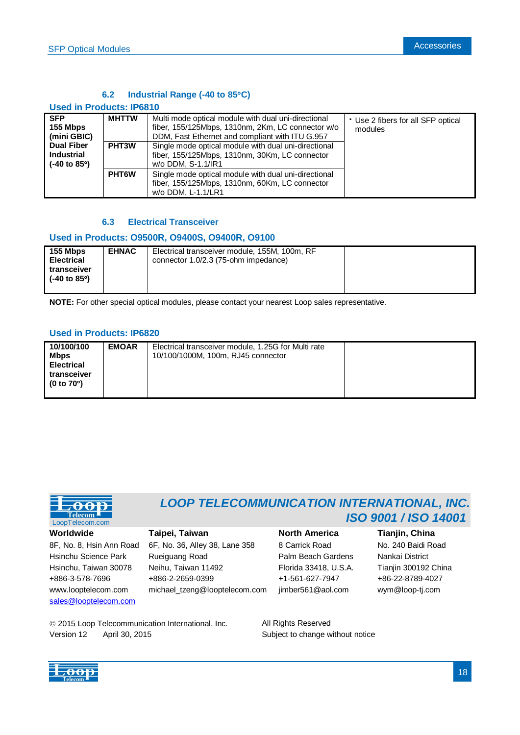### 6.2 Industrial Range (-40 to 85°C)

**Used in Products: IP6810**

| | | | |
|---|---|---|---|
| **SFP 155 Mbps (mini GBIC) Dual Fiber Industrial (-40 to 85°)** | **MHTTW** | Multi mode optical module with dual uni-directional fiber, 155/125Mbps, 1310nm, 2Km, LC connector w/o DDM, Fast Ethernet and compliant with ITU G.957 | • Use 2 fibers for all SFP optical modules |
| | **PHT3W** | Single mode optical module with dual uni-directional fiber, 155/125Mbps, 1310nm, 30Km, LC connector w/o DDM, S-1.1/IR1 | |
| | **PHT6W** | Single mode optical module with dual uni-directional fiber, 155/125Mbps, 1310nm, 60Km, LC connector w/o DDM, L-1.1/LR1 | |

### 6.3 Electrical Transceiver

**Used in Products: O9500R, O9400S, O9400R, O9100**

| | | | |
|---|---|---|---|
| **155 Mbps Electrical transceiver (-40 to 85°)** | **EHNAC** | Electrical transceiver module, 155M, 100m, RF connector 1.0/2.3 (75-ohm impedance) | |

**NOTE:** For other special optical modules, please contact your nearest Loop sales representative.

**Used in Products: IP6820**

| | | | |
|---|---|---|---|
| **10/100/100 Mbps Electrical transceiver (0 to 70°)** | **EMOAR** | Electrical transceiver module, 1.25G for Multi rate 10/100/1000M, 100m, RJ45 connector | |

LoopTelecom.com

***LOOP TELECOMMUNICATION INTERNATIONAL, INC.***
***ISO 9001 / ISO 14001***

**Worldwide**
8F, No. 8, Hsin Ann Road
Hsinchu Science Park
Hsinchu, Taiwan 30078
+886-3-578-7696
www.looptelecom.com
sales@looptelecom.com

**Taipei, Taiwan**
6F, No. 36, Alley 38, Lane 358
Rueiguang Road
Neihu, Taiwan 11492
+886-2-2659-0399
michael_tzeng@looptelecom.com

**North America**
8 Carrick Road
Palm Beach Gardens
Florida 33418, U.S.A.
+1-561-627-7947
jimber561@aol.com

**Tianjin, China**
No. 240 Baidi Road
Nankai District
Tianjin 300192 China
+86-22-8789-4027
wym@loop-tj.com

© 2015 Loop Telecommunication International, Inc.
Version 12 April 30, 2015

All Rights Reserved
Subject to change without notice